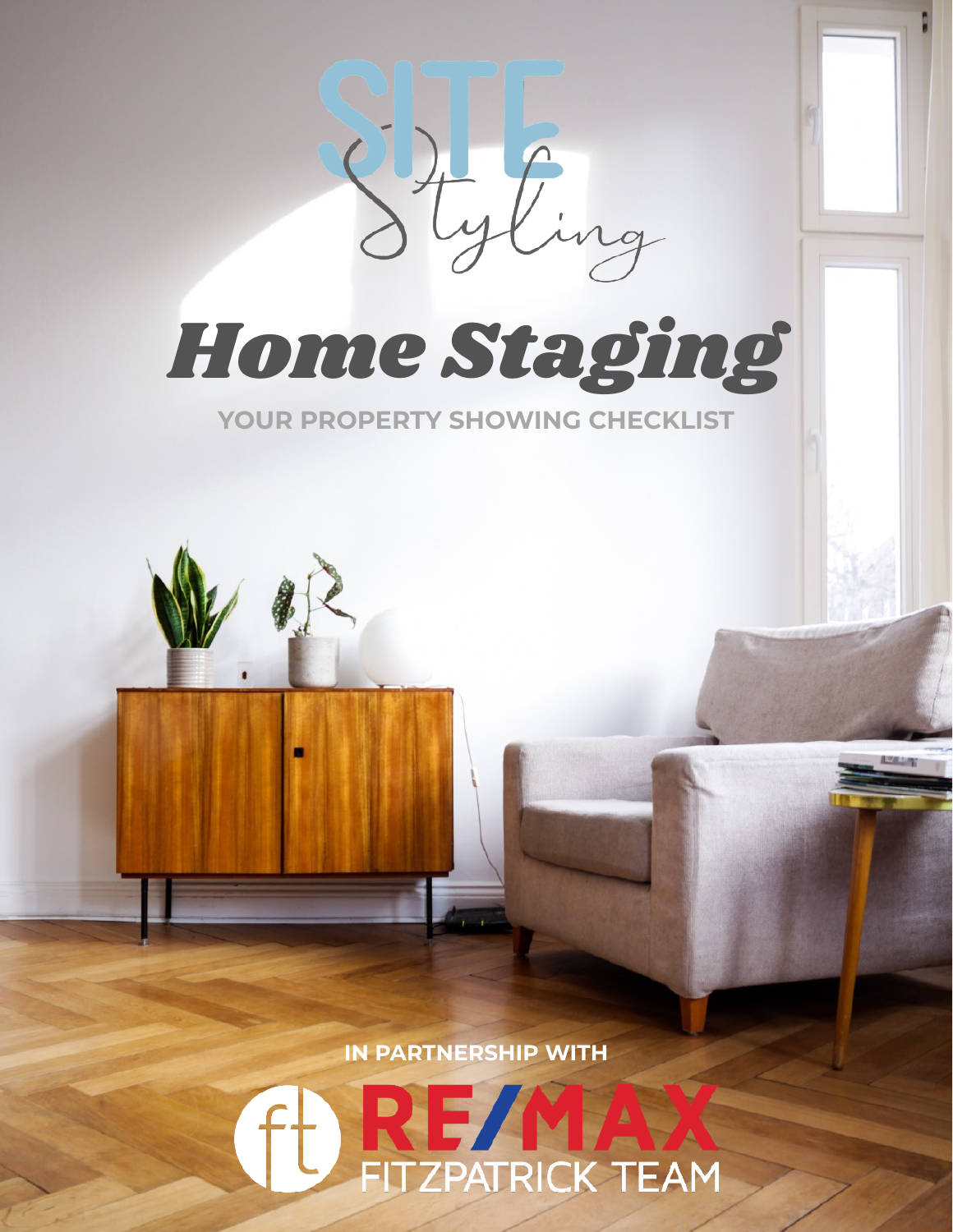SITE Styling

# Home Staging

## YOUR PROPERTY SHOWING CHECKLIST

IN PARTNERSHIP WITH

RE/MAX FITZPATRICK TEAM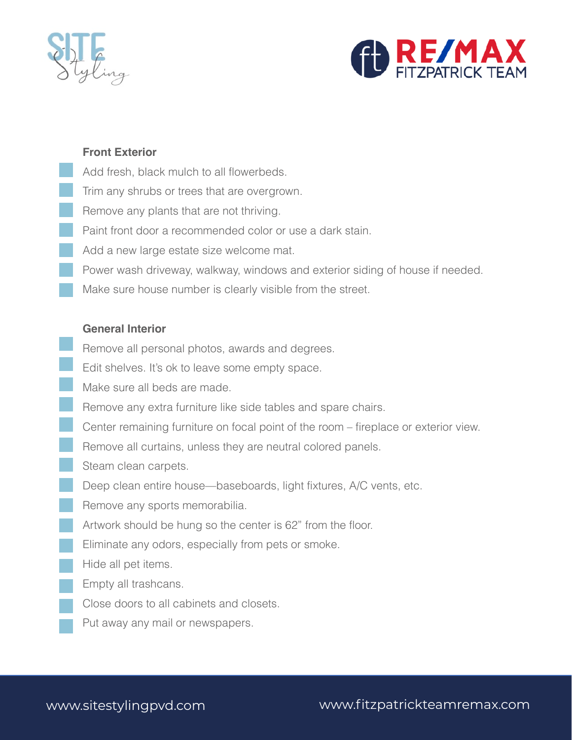## Front Exterior

- Add fresh, black mulch to all flowerbeds.
- Trim any shrubs or trees that are overgrown.
- Remove any plants that are not thriving.
- Paint front door a recommended color or use a dark stain.
- Add a new large estate size welcome mat.
- Power wash driveway, walkway, windows and exterior siding of house if needed.
- Make sure house number is clearly visible from the street.

## General Interior

- Remove all personal photos, awards and degrees.
- Edit shelves. It's ok to leave some empty space.
- Make sure all beds are made.
- Remove any extra furniture like side tables and spare chairs.
- Center remaining furniture on focal point of the room – fireplace or exterior view.
- Remove all curtains, unless they are neutral colored panels.
- Steam clean carpets.
- Deep clean entire house—baseboards, light fixtures, A/C vents, etc.
- Remove any sports memorabilia.
- Artwork should be hung so the center is 62" from the floor.
- Eliminate any odors, especially from pets or smoke.
- Hide all pet items.
- Empty all trashcans.
- Close doors to all cabinets and closets.
- Put away any mail or newspapers.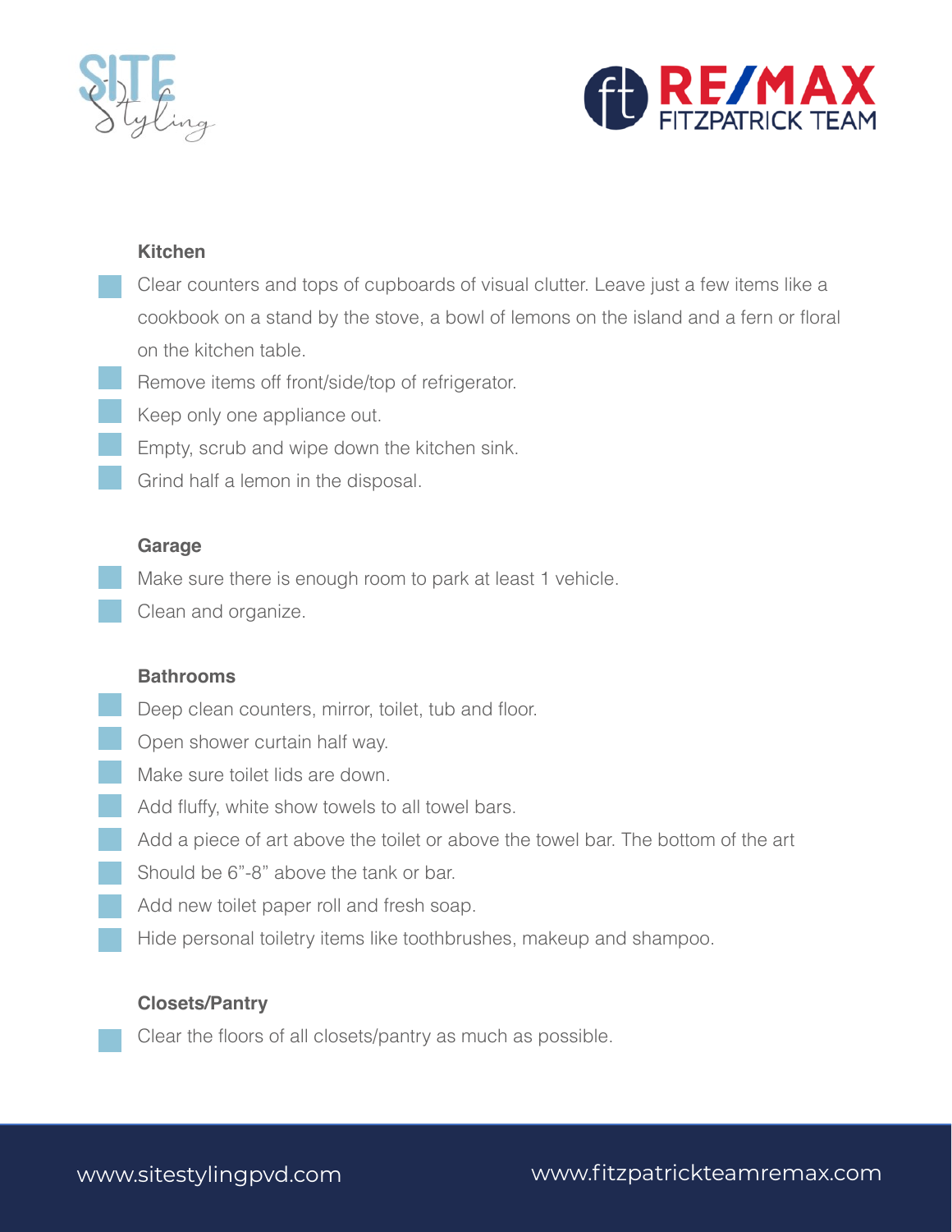### Kitchen

- [ ] Clear counters and tops of cupboards of visual clutter. Leave just a few items like a cookbook on a stand by the stove, a bowl of lemons on the island and a fern or floral on the kitchen table.
- [ ] Remove items off front/side/top of refrigerator.
- [ ] Keep only one appliance out.
- [ ] Empty, scrub and wipe down the kitchen sink.
- [ ] Grind half a lemon in the disposal.

### Garage

- [ ] Make sure there is enough room to park at least 1 vehicle.
- [ ] Clean and organize.

### Bathrooms

- [ ] Deep clean counters, mirror, toilet, tub and floor.
- [ ] Open shower curtain half way.
- [ ] Make sure toilet lids are down.
- [ ] Add fluffy, white show towels to all towel bars.
- [ ] Add a piece of art above the toilet or above the towel bar. The bottom of the art
- [ ] Should be 6"-8" above the tank or bar.
- [ ] Add new toilet paper roll and fresh soap.
- [ ] Hide personal toiletry items like toothbrushes, makeup and shampoo.

### Closets/Pantry

- [ ] Clear the floors of all closets/pantry as much as possible.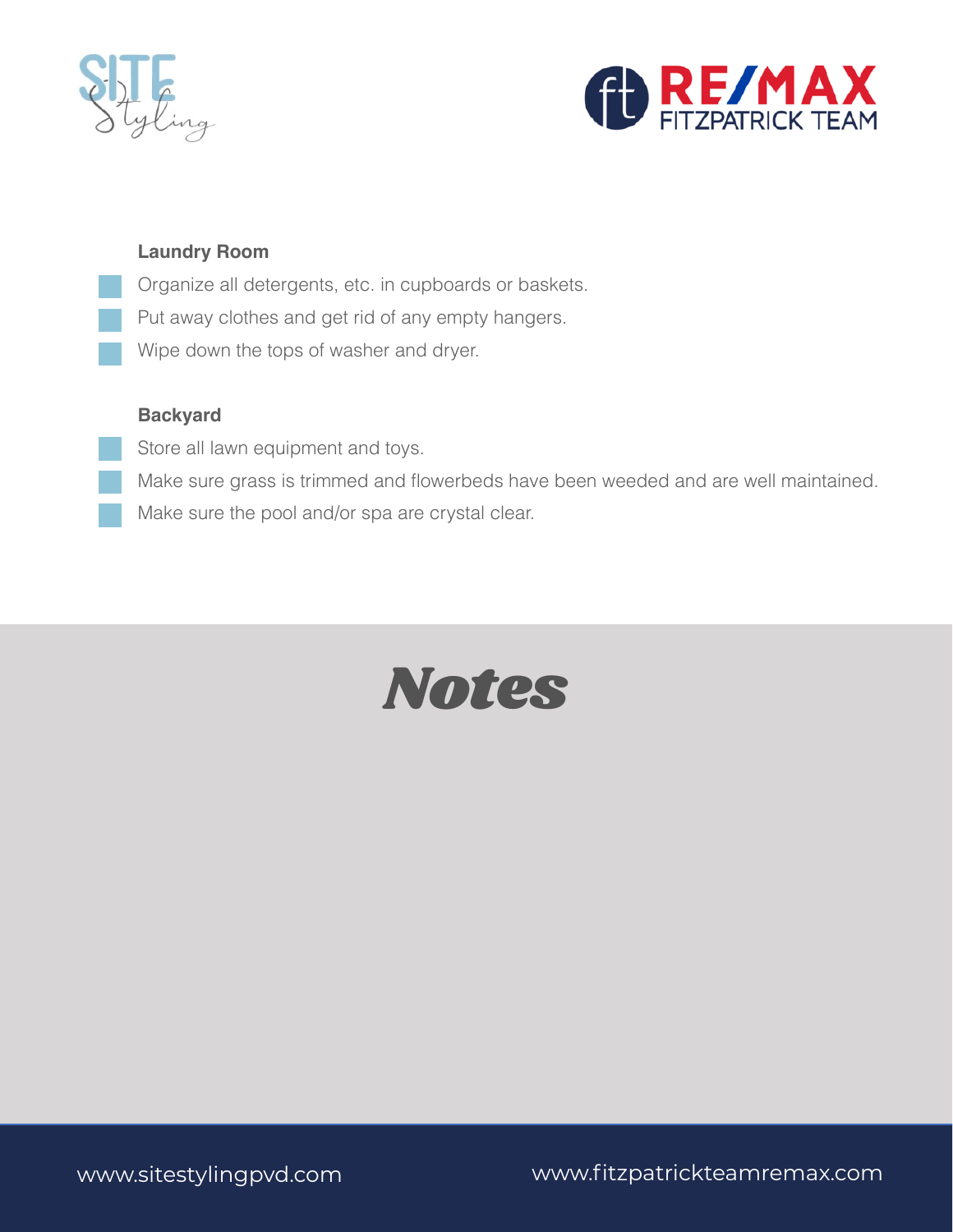**Laundry Room**

- [ ] Organize all detergents, etc. in cupboards or baskets.
- [ ] Put away clothes and get rid of any empty hangers.
- [ ] Wipe down the tops of washer and dryer.

**Backyard**

- [ ] Store all lawn equipment and toys.
- [ ] Make sure grass is trimmed and flowerbeds have been weeded and are well maintained.
- [ ] Make sure the pool and/or spa are crystal clear.

## *Notes*

www.sitestylingpvd.com

www.fitzpatrickteamremax.com